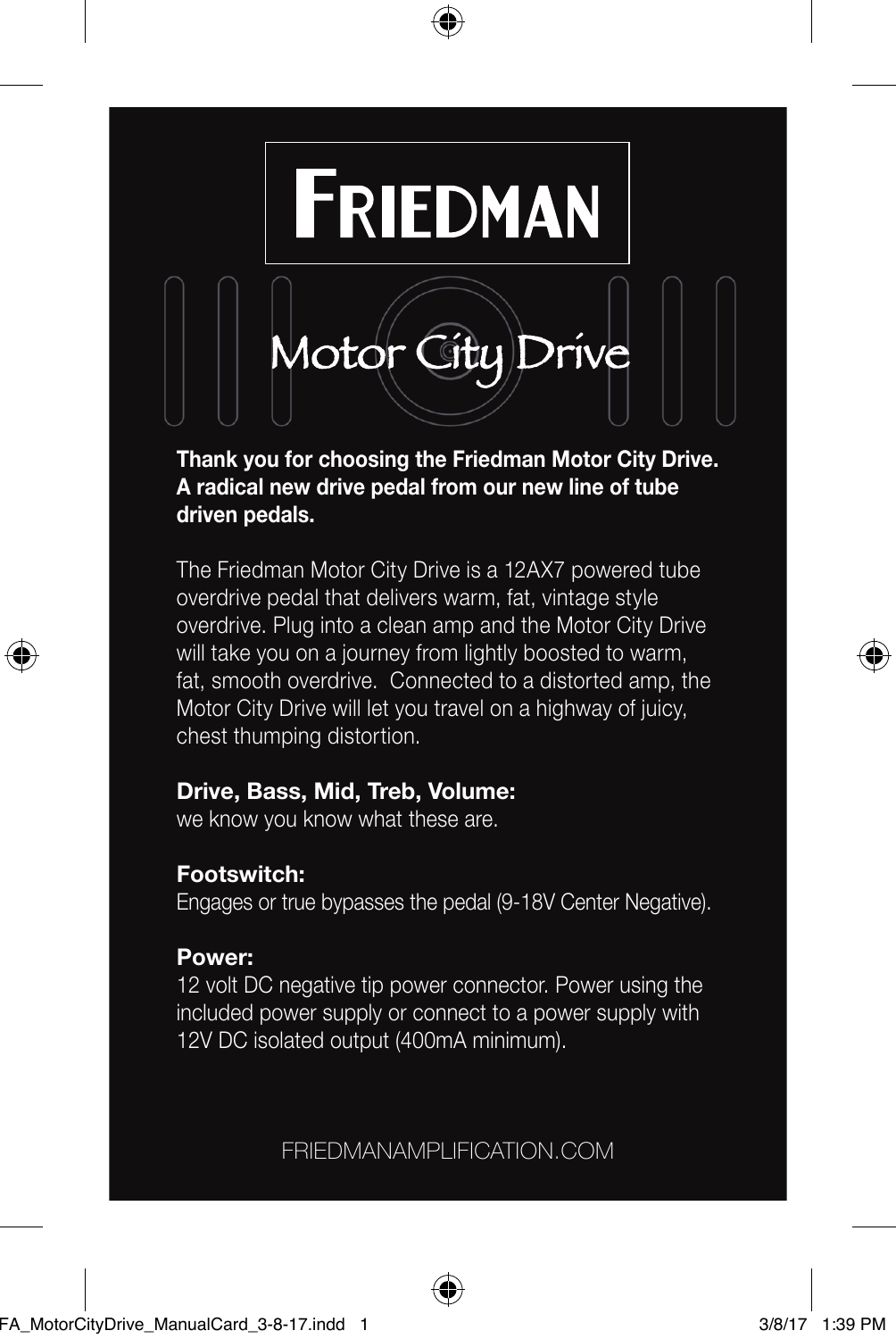# FRIEDMAN

## Motor City Drive

**Thank you for choosing the Friedman Motor City Drive. A radical new drive pedal from our new line of tube driven pedals.**

The Friedman Motor City Drive is a 12AX7 powered tube overdrive pedal that delivers warm, fat, vintage style overdrive. Plug into a clean amp and the Motor City Drive will take you on a journey from lightly boosted to warm, fat, smooth overdrive. Connected to a distorted amp, the Motor City Drive will let you travel on a highway of juicy, chest thumping distortion.

**Drive, Bass, Mid, Treb, Volume:**
we know you know what these are.

**Footswitch:**
Engages or true bypasses the pedal (9-18V Center Negative).

**Power:**
12 volt DC negative tip power connector. Power using the included power supply or connect to a power supply with 12V DC isolated output (400mA minimum).

FRIEDMANAMPLIFICATION.COM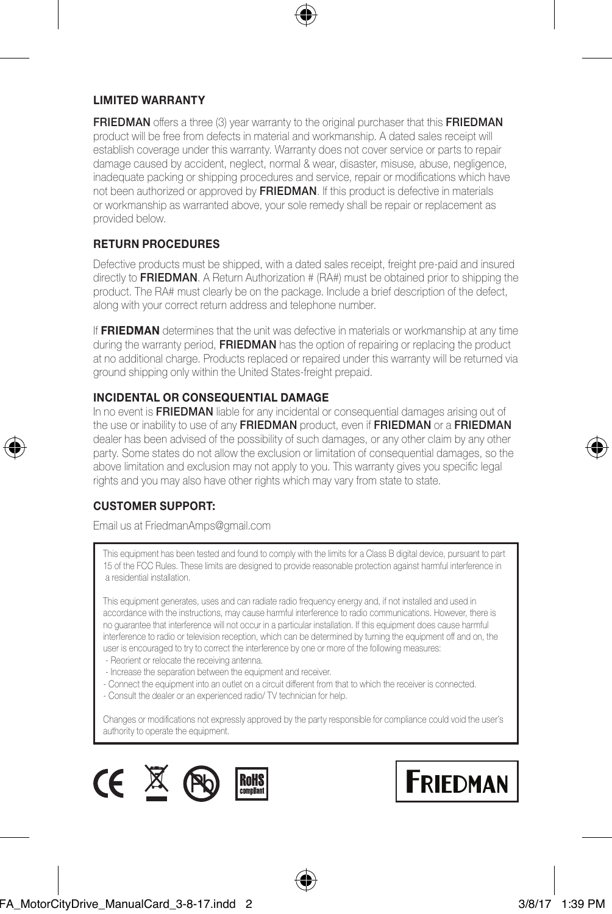### LIMITED WARRANTY

**FRIEDMAN** offers a three (3) year warranty to the original purchaser that this **FRIEDMAN** product will be free from defects in material and workmanship. A dated sales receipt will establish coverage under this warranty. Warranty does not cover service or parts to repair damage caused by accident, neglect, normal & wear, disaster, misuse, abuse, negligence, inadequate packing or shipping procedures and service, repair or modifications which have not been authorized or approved by **FRIEDMAN**. If this product is defective in materials or workmanship as warranted above, your sole remedy shall be repair or replacement as provided below.

### RETURN PROCEDURES

Defective products must be shipped, with a dated sales receipt, freight pre-paid and insured directly to **FRIEDMAN**. A Return Authorization # (RA#) must be obtained prior to shipping the product. The RA# must clearly be on the package. Include a brief description of the defect, along with your correct return address and telephone number.

If **FRIEDMAN** determines that the unit was defective in materials or workmanship at any time during the warranty period, **FRIEDMAN** has the option of repairing or replacing the product at no additional charge. Products replaced or repaired under this warranty will be returned via ground shipping only within the United States-freight prepaid.

### INCIDENTAL OR CONSEQUENTIAL DAMAGE

In no event is **FRIEDMAN** liable for any incidental or consequential damages arising out of the use or inability to use of any **FRIEDMAN** product, even if **FRIEDMAN** or a **FRIEDMAN** dealer has been advised of the possibility of such damages, or any other claim by any other party. Some states do not allow the exclusion or limitation of consequential damages, so the above limitation and exclusion may not apply to you. This warranty gives you specific legal rights and you may also have other rights which may vary from state to state.

### CUSTOMER SUPPORT:

Email us at FriedmanAmps@gmail.com

This equipment has been tested and found to comply with the limits for a Class B digital device, pursuant to part 15 of the FCC Rules. These limits are designed to provide reasonable protection against harmful interference in a residential installation.

This equipment generates, uses and can radiate radio frequency energy and, if not installed and used in accordance with the instructions, may cause harmful interference to radio communications. However, there is no guarantee that interference will not occur in a particular installation. If this equipment does cause harmful interference to radio or television reception, which can be determined by turning the equipment off and on, the user is encouraged to try to correct the interference by one or more of the following measures:

- Reorient or relocate the receiving antenna.
- Increase the separation between the equipment and receiver.
- Connect the equipment into an outlet on a circuit different from that to which the receiver is connected.
- Consult the dealer or an experienced radio/ TV technician for help.

Changes or modifications not expressly approved by the party responsible for compliance could void the user's authority to operate the equipment.

CE Pb RoHS compliant

FRIEDMAN